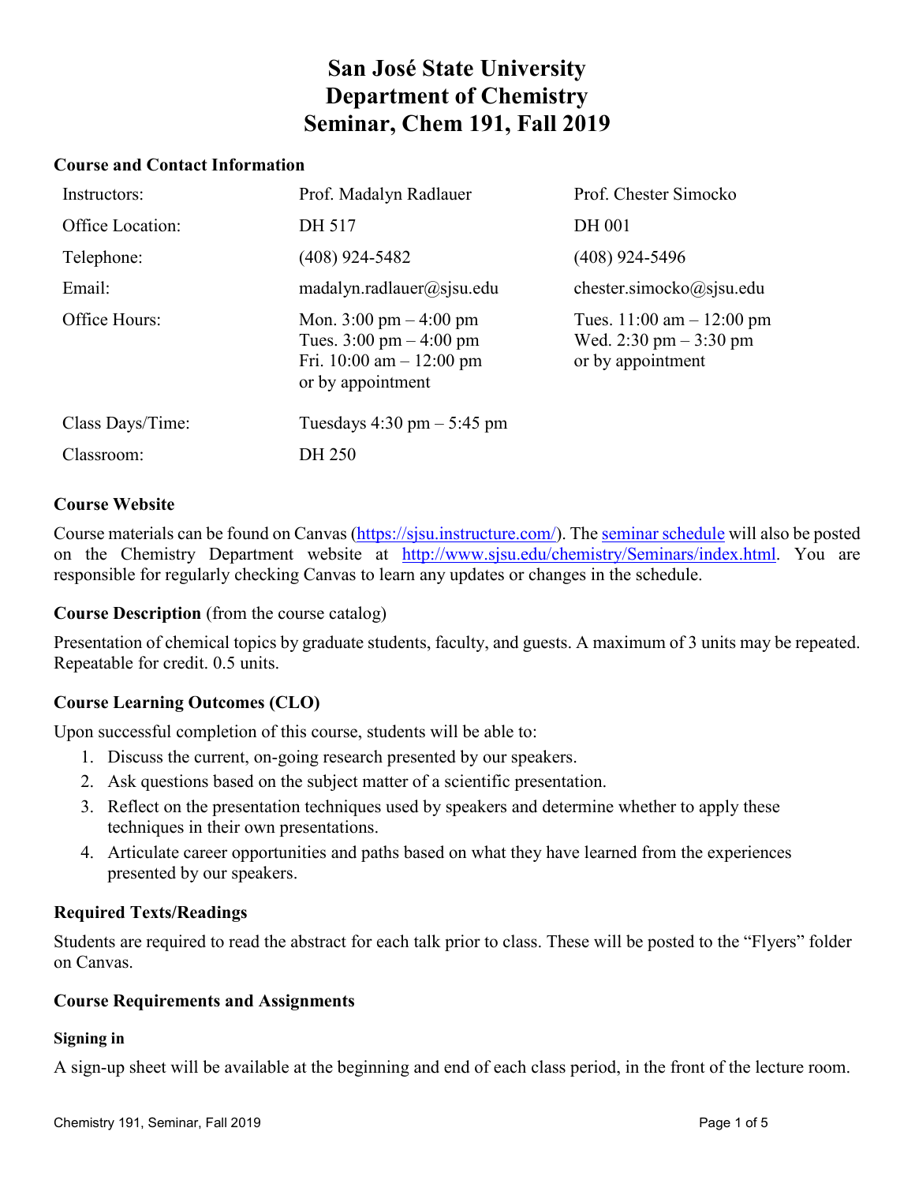# San José State University
# Department of Chemistry
# Seminar, Chem 191, Fall 2019

### Course and Contact Information

| | | |
|---|---|---|
| Instructors: | Prof. Madalyn Radlauer | Prof. Chester Simocko |
| Office Location: | DH 517 | DH 001 |
| Telephone: | (408) 924-5482 | (408) 924-5496 |
| Email: | madalyn.radlauer@sjsu.edu | chester.simocko@sjsu.edu |
| Office Hours: | Mon. 3:00 pm – 4:00 pm<br>Tues. 3:00 pm – 4:00 pm<br>Fri. 10:00 am – 12:00 pm<br>or by appointment | Tues. 11:00 am – 12:00 pm<br>Wed. 2:30 pm – 3:30 pm<br>or by appointment |
| Class Days/Time: | Tuesdays 4:30 pm – 5:45 pm | |
| Classroom: | DH 250 | |

### Course Website

Course materials can be found on Canvas (https://sjsu.instructure.com/). The seminar schedule will also be posted on the Chemistry Department website at http://www.sjsu.edu/chemistry/Seminars/index.html. You are responsible for regularly checking Canvas to learn any updates or changes in the schedule.

### Course Description (from the course catalog)

Presentation of chemical topics by graduate students, faculty, and guests. A maximum of 3 units may be repeated. Repeatable for credit. 0.5 units.

### Course Learning Outcomes (CLO)

Upon successful completion of this course, students will be able to:

1. Discuss the current, on-going research presented by our speakers.
2. Ask questions based on the subject matter of a scientific presentation.
3. Reflect on the presentation techniques used by speakers and determine whether to apply these techniques in their own presentations.
4. Articulate career opportunities and paths based on what they have learned from the experiences presented by our speakers.

### Required Texts/Readings

Students are required to read the abstract for each talk prior to class. These will be posted to the "Flyers" folder on Canvas.

### Course Requirements and Assignments

#### Signing in

A sign-up sheet will be available at the beginning and end of each class period, in the front of the lecture room.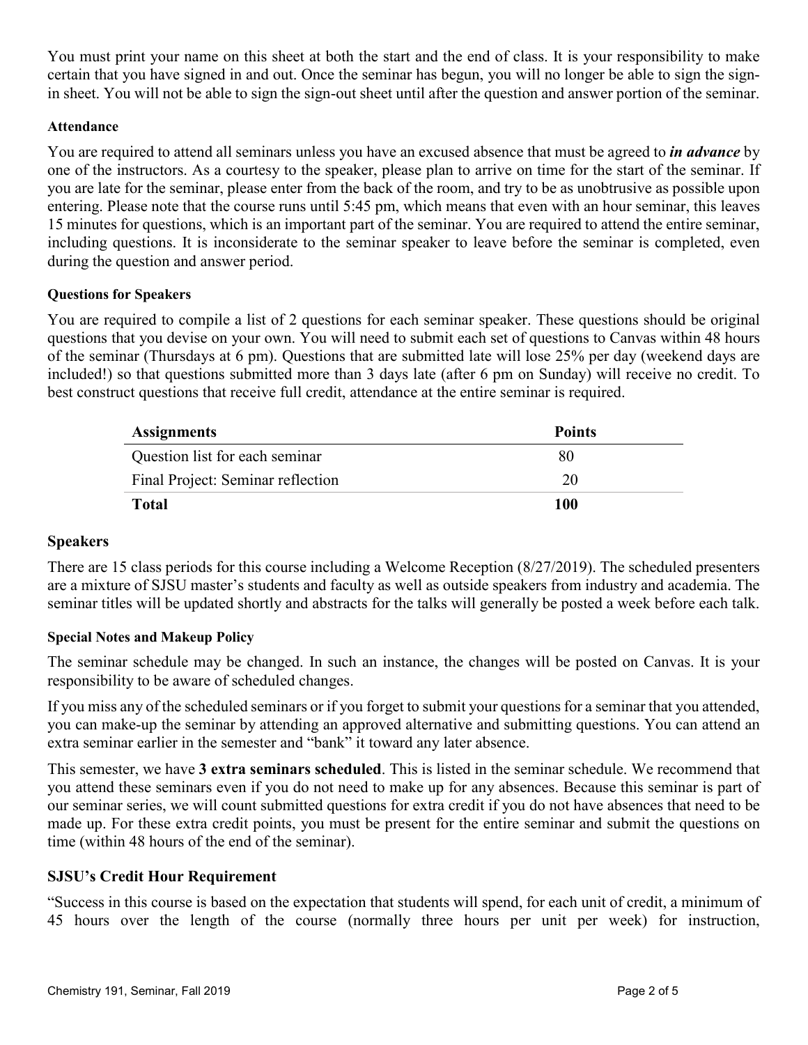You must print your name on this sheet at both the start and the end of class. It is your responsibility to make certain that you have signed in and out. Once the seminar has begun, you will no longer be able to sign the sign-in sheet. You will not be able to sign the sign-out sheet until after the question and answer portion of the seminar.

#### Attendance

You are required to attend all seminars unless you have an excused absence that must be agreed to ***in advance*** by one of the instructors. As a courtesy to the speaker, please plan to arrive on time for the start of the seminar. If you are late for the seminar, please enter from the back of the room, and try to be as unobtrusive as possible upon entering. Please note that the course runs until 5:45 pm, which means that even with an hour seminar, this leaves 15 minutes for questions, which is an important part of the seminar. You are required to attend the entire seminar, including questions. It is inconsiderate to the seminar speaker to leave before the seminar is completed, even during the question and answer period.

#### Questions for Speakers

You are required to compile a list of 2 questions for each seminar speaker. These questions should be original questions that you devise on your own. You will need to submit each set of questions to Canvas within 48 hours of the seminar (Thursdays at 6 pm). Questions that are submitted late will lose 25% per day (weekend days are included!) so that questions submitted more than 3 days late (after 6 pm on Sunday) will receive no credit. To best construct questions that receive full credit, attendance at the entire seminar is required.

| **Assignments** | **Points** |
|---|---|
| Question list for each seminar | 80 |
| Final Project: Seminar reflection | 20 |
| **Total** | **100** |

### Speakers

There are 15 class periods for this course including a Welcome Reception (8/27/2019). The scheduled presenters are a mixture of SJSU master's students and faculty as well as outside speakers from industry and academia. The seminar titles will be updated shortly and abstracts for the talks will generally be posted a week before each talk.

#### Special Notes and Makeup Policy

The seminar schedule may be changed. In such an instance, the changes will be posted on Canvas. It is your responsibility to be aware of scheduled changes.

If you miss any of the scheduled seminars or if you forget to submit your questions for a seminar that you attended, you can make-up the seminar by attending an approved alternative and submitting questions. You can attend an extra seminar earlier in the semester and "bank" it toward any later absence.

This semester, we have **3 extra seminars scheduled**. This is listed in the seminar schedule. We recommend that you attend these seminars even if you do not need to make up for any absences. Because this seminar is part of our seminar series, we will count submitted questions for extra credit if you do not have absences that need to be made up. For these extra credit points, you must be present for the entire seminar and submit the questions on time (within 48 hours of the end of the seminar).

### SJSU's Credit Hour Requirement

"Success in this course is based on the expectation that students will spend, for each unit of credit, a minimum of 45 hours over the length of the course (normally three hours per unit per week) for instruction,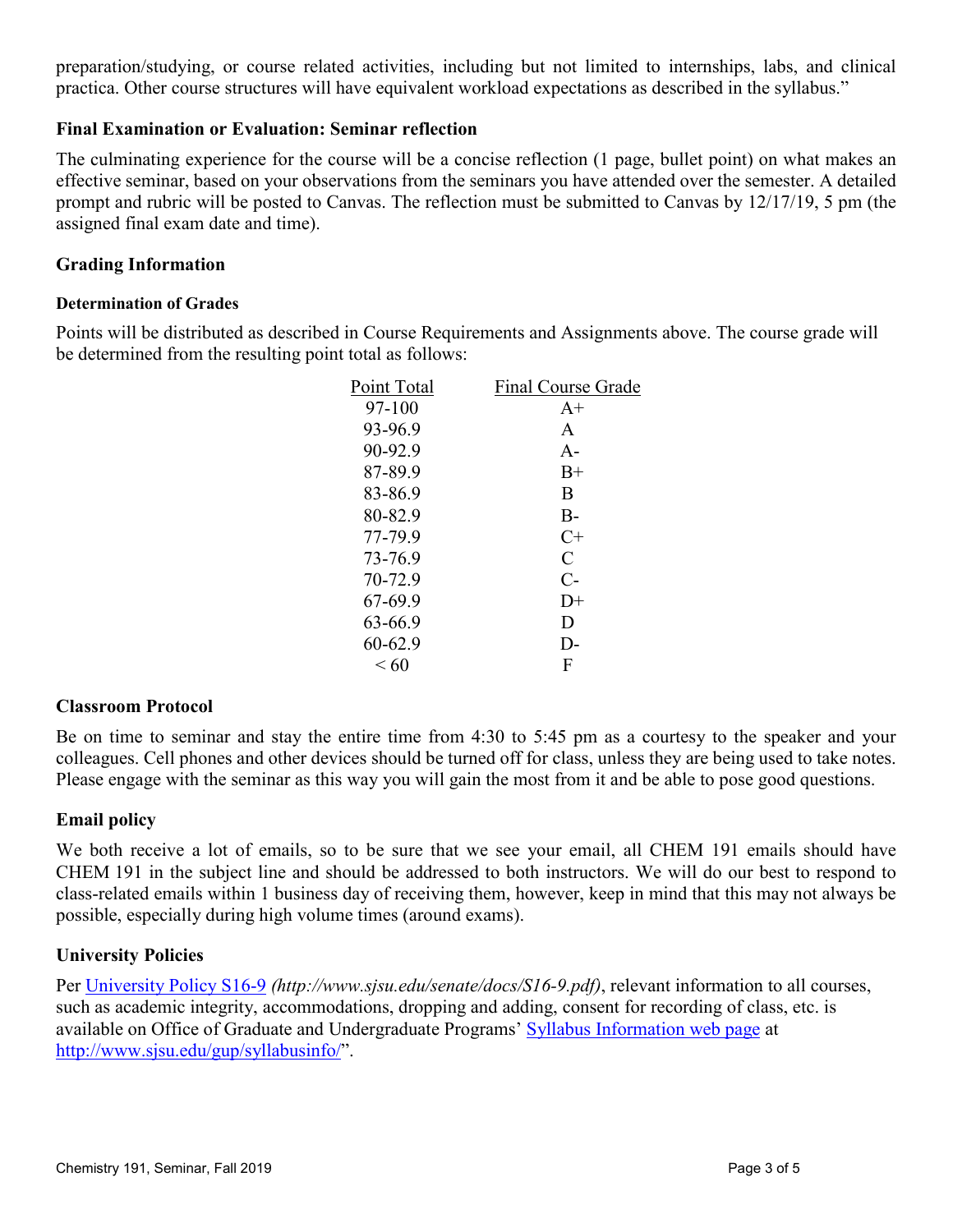preparation/studying, or course related activities, including but not limited to internships, labs, and clinical practica. Other course structures will have equivalent workload expectations as described in the syllabus."

## Final Examination or Evaluation: Seminar reflection

The culminating experience for the course will be a concise reflection (1 page, bullet point) on what makes an effective seminar, based on your observations from the seminars you have attended over the semester. A detailed prompt and rubric will be posted to Canvas. The reflection must be submitted to Canvas by 12/17/19, 5 pm (the assigned final exam date and time).

## Grading Information

### Determination of Grades

Points will be distributed as described in Course Requirements and Assignments above. The course grade will be determined from the resulting point total as follows:

| Point Total | Final Course Grade |
|---|---|
| 97-100 | A+ |
| 93-96.9 | A |
| 90-92.9 | A- |
| 87-89.9 | B+ |
| 83-86.9 | B |
| 80-82.9 | B- |
| 77-79.9 | C+ |
| 73-76.9 | C |
| 70-72.9 | C- |
| 67-69.9 | D+ |
| 63-66.9 | D |
| 60-62.9 | D- |
| < 60 | F |

## Classroom Protocol

Be on time to seminar and stay the entire time from 4:30 to 5:45 pm as a courtesy to the speaker and your colleagues. Cell phones and other devices should be turned off for class, unless they are being used to take notes. Please engage with the seminar as this way you will gain the most from it and be able to pose good questions.

## Email policy

We both receive a lot of emails, so to be sure that we see your email, all CHEM 191 emails should have CHEM 191 in the subject line and should be addressed to both instructors. We will do our best to respond to class-related emails within 1 business day of receiving them, however, keep in mind that this may not always be possible, especially during high volume times (around exams).

## University Policies

Per [University Policy S16-9](http://www.sjsu.edu/senate/docs/S16-9.pdf) *(http://www.sjsu.edu/senate/docs/S16-9.pdf)*, relevant information to all courses, such as academic integrity, accommodations, dropping and adding, consent for recording of class, etc. is available on Office of Graduate and Undergraduate Programs' [Syllabus Information web page](http://www.sjsu.edu/gup/syllabusinfo/) at [http://www.sjsu.edu/gup/syllabusinfo/](http://www.sjsu.edu/gup/syllabusinfo/)".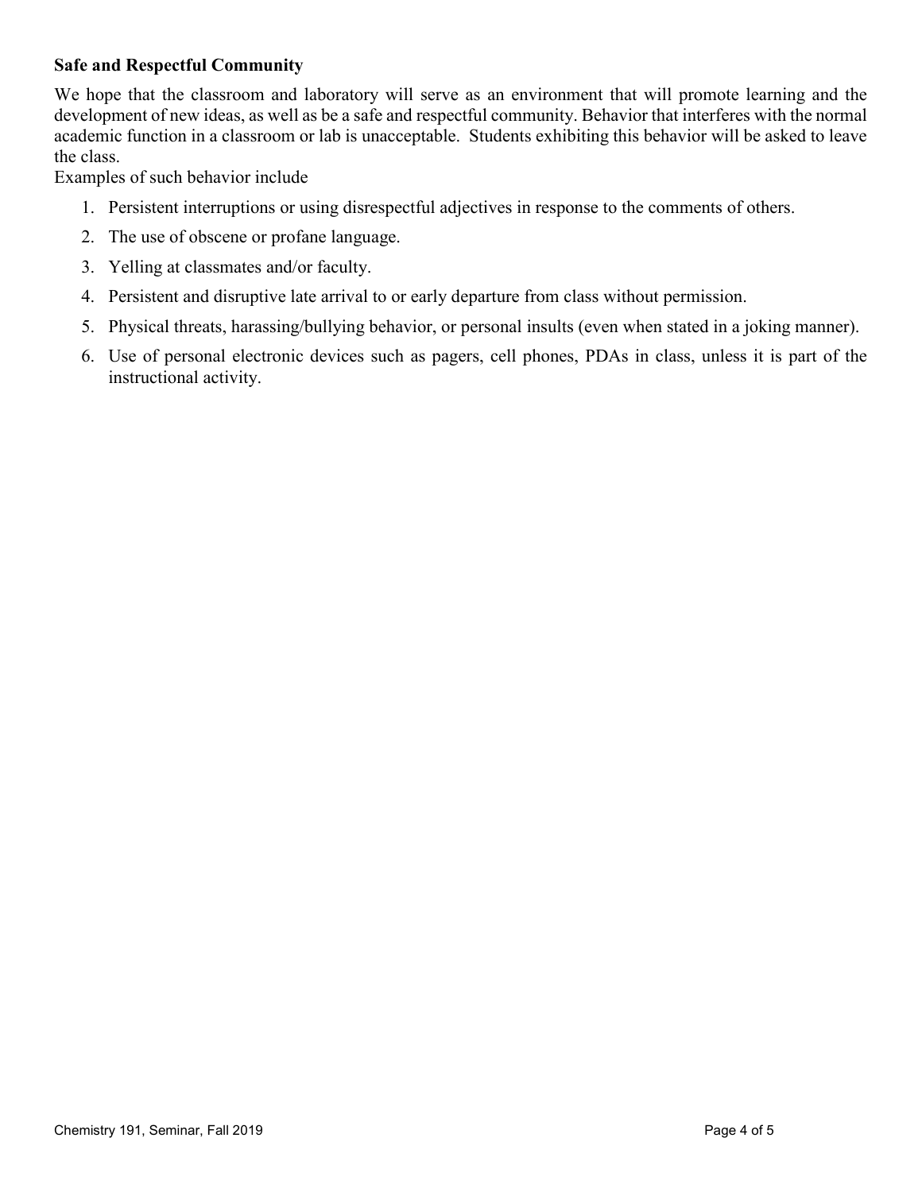**Safe and Respectful Community**

We hope that the classroom and laboratory will serve as an environment that will promote learning and the development of new ideas, as well as be a safe and respectful community. Behavior that interferes with the normal academic function in a classroom or lab is unacceptable. Students exhibiting this behavior will be asked to leave the class.

Examples of such behavior include

1. Persistent interruptions or using disrespectful adjectives in response to the comments of others.
2. The use of obscene or profane language.
3. Yelling at classmates and/or faculty.
4. Persistent and disruptive late arrival to or early departure from class without permission.
5. Physical threats, harassing/bullying behavior, or personal insults (even when stated in a joking manner).
6. Use of personal electronic devices such as pagers, cell phones, PDAs in class, unless it is part of the instructional activity.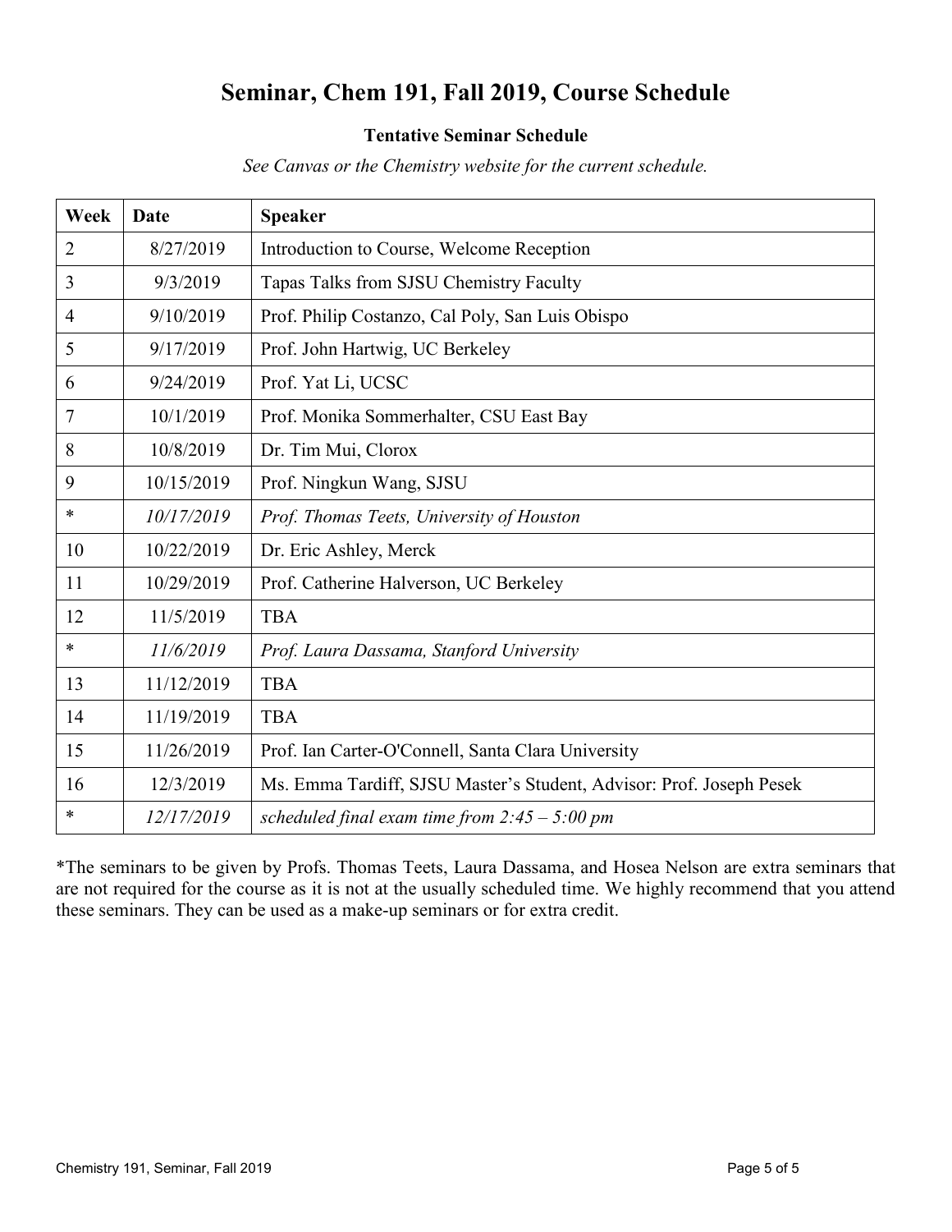# Seminar, Chem 191, Fall 2019, Course Schedule

### Tentative Seminar Schedule

*See Canvas or the Chemistry website for the current schedule.*

| Week | Date | Speaker |
|---|---|---|
| 2 | 8/27/2019 | Introduction to Course, Welcome Reception |
| 3 | 9/3/2019 | Tapas Talks from SJSU Chemistry Faculty |
| 4 | 9/10/2019 | Prof. Philip Costanzo, Cal Poly, San Luis Obispo |
| 5 | 9/17/2019 | Prof. John Hartwig, UC Berkeley |
| 6 | 9/24/2019 | Prof. Yat Li, UCSC |
| 7 | 10/1/2019 | Prof. Monika Sommerhalter, CSU East Bay |
| 8 | 10/8/2019 | Dr. Tim Mui, Clorox |
| 9 | 10/15/2019 | Prof. Ningkun Wang, SJSU |
| * | *10/17/2019* | *Prof. Thomas Teets, University of Houston* |
| 10 | 10/22/2019 | Dr. Eric Ashley, Merck |
| 11 | 10/29/2019 | Prof. Catherine Halverson, UC Berkeley |
| 12 | 11/5/2019 | TBA |
| * | *11/6/2019* | *Prof. Laura Dassama, Stanford University* |
| 13 | 11/12/2019 | TBA |
| 14 | 11/19/2019 | TBA |
| 15 | 11/26/2019 | Prof. Ian Carter-O'Connell, Santa Clara University |
| 16 | 12/3/2019 | Ms. Emma Tardiff, SJSU Master's Student, Advisor: Prof. Joseph Pesek |
| * | *12/17/2019* | *scheduled final exam time from 2:45 – 5:00 pm* |

*The seminars to be given by Profs. Thomas Teets, Laura Dassama, and Hosea Nelson are extra seminars that are not required for the course as it is not at the usually scheduled time. We highly recommend that you attend these seminars. They can be used as a make-up seminars or for extra credit.